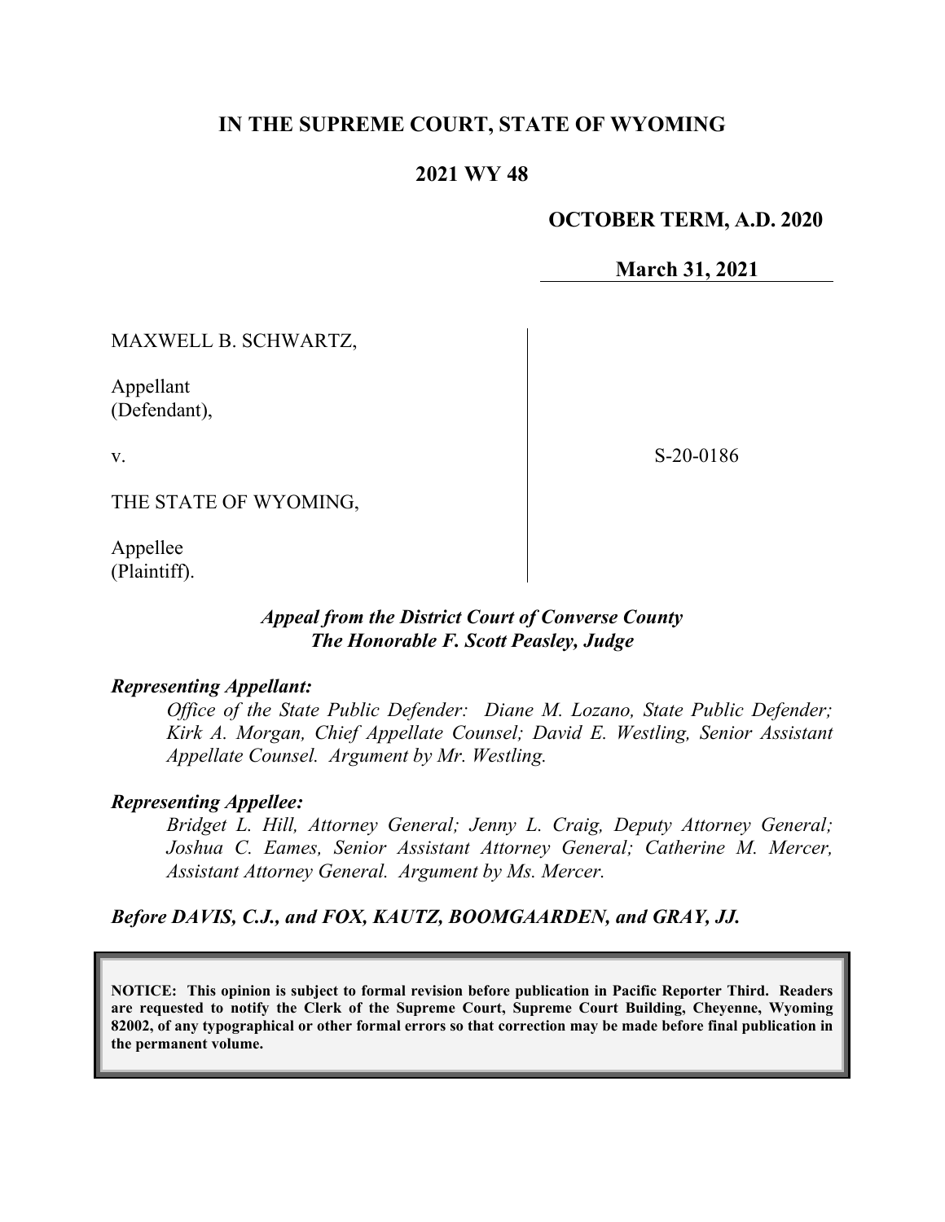# IN THE SUPREME COURT, STATE OF WYOMING

## 2021 WY 48

**OCTOBER TERM, A.D. 2020**

**March 31, 2021**

MAXWELL B. SCHWARTZ,

Appellant
(Defendant),

v.

THE STATE OF WYOMING,

Appellee
(Plaintiff).

S-20-0186

***Appeal from the District Court of Converse County***
***The Honorable F. Scott Peasley, Judge***

***Representing Appellant:***

*Office of the State Public Defender: Diane M. Lozano, State Public Defender; Kirk A. Morgan, Chief Appellate Counsel; David E. Westling, Senior Assistant Appellate Counsel. Argument by Mr. Westling.*

***Representing Appellee:***

*Bridget L. Hill, Attorney General; Jenny L. Craig, Deputy Attorney General; Joshua C. Eames, Senior Assistant Attorney General; Catherine M. Mercer, Assistant Attorney General. Argument by Ms. Mercer.*

***Before DAVIS, C.J., and FOX, KAUTZ, BOOMGAARDEN, and GRAY, JJ.***

**NOTICE: This opinion is subject to formal revision before publication in Pacific Reporter Third. Readers are requested to notify the Clerk of the Supreme Court, Supreme Court Building, Cheyenne, Wyoming 82002, of any typographical or other formal errors so that correction may be made before final publication in the permanent volume.**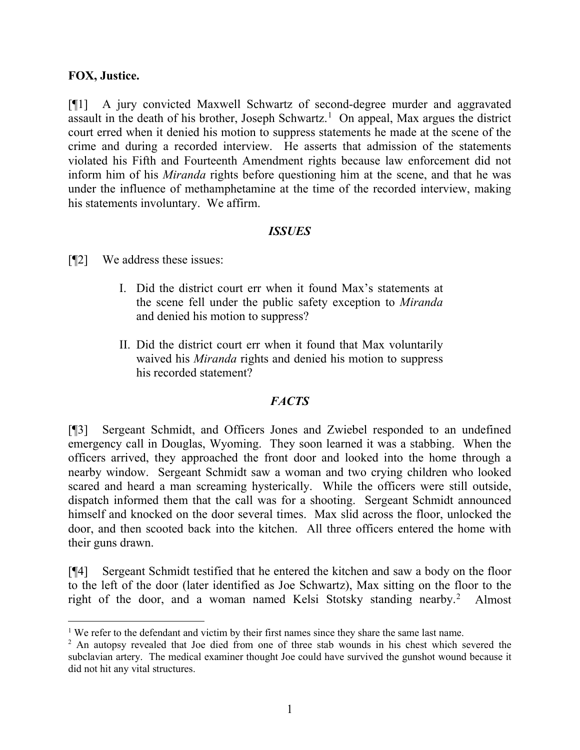**FOX, Justice.**

[¶1] A jury convicted Maxwell Schwartz of second-degree murder and aggravated assault in the death of his brother, Joseph Schwartz.[1] On appeal, Max argues the district court erred when it denied his motion to suppress statements he made at the scene of the crime and during a recorded interview. He asserts that admission of the statements violated his Fifth and Fourteenth Amendment rights because law enforcement did not inform him of his *Miranda* rights before questioning him at the scene, and that he was under the influence of methamphetamine at the time of the recorded interview, making his statements involuntary. We affirm.

## *ISSUES*

[¶2] We address these issues:

> I. Did the district court err when it found Max's statements at the scene fell under the public safety exception to *Miranda* and denied his motion to suppress?
>
> II. Did the district court err when it found that Max voluntarily waived his *Miranda* rights and denied his motion to suppress his recorded statement?

## *FACTS*

[¶3] Sergeant Schmidt, and Officers Jones and Zwiebel responded to an undefined emergency call in Douglas, Wyoming. They soon learned it was a stabbing. When the officers arrived, they approached the front door and looked into the home through a nearby window. Sergeant Schmidt saw a woman and two crying children who looked scared and heard a man screaming hysterically. While the officers were still outside, dispatch informed them that the call was for a shooting. Sergeant Schmidt announced himself and knocked on the door several times. Max slid across the floor, unlocked the door, and then scooted back into the kitchen. All three officers entered the home with their guns drawn.

[¶4] Sergeant Schmidt testified that he entered the kitchen and saw a body on the floor to the left of the door (later identified as Joe Schwartz), Max sitting on the floor to the right of the door, and a woman named Kelsi Stotsky standing nearby.[2] Almost

---

[1] We refer to the defendant and victim by their first names since they share the same last name.

[2] An autopsy revealed that Joe died from one of three stab wounds in his chest which severed the subclavian artery. The medical examiner thought Joe could have survived the gunshot wound because it did not hit any vital structures.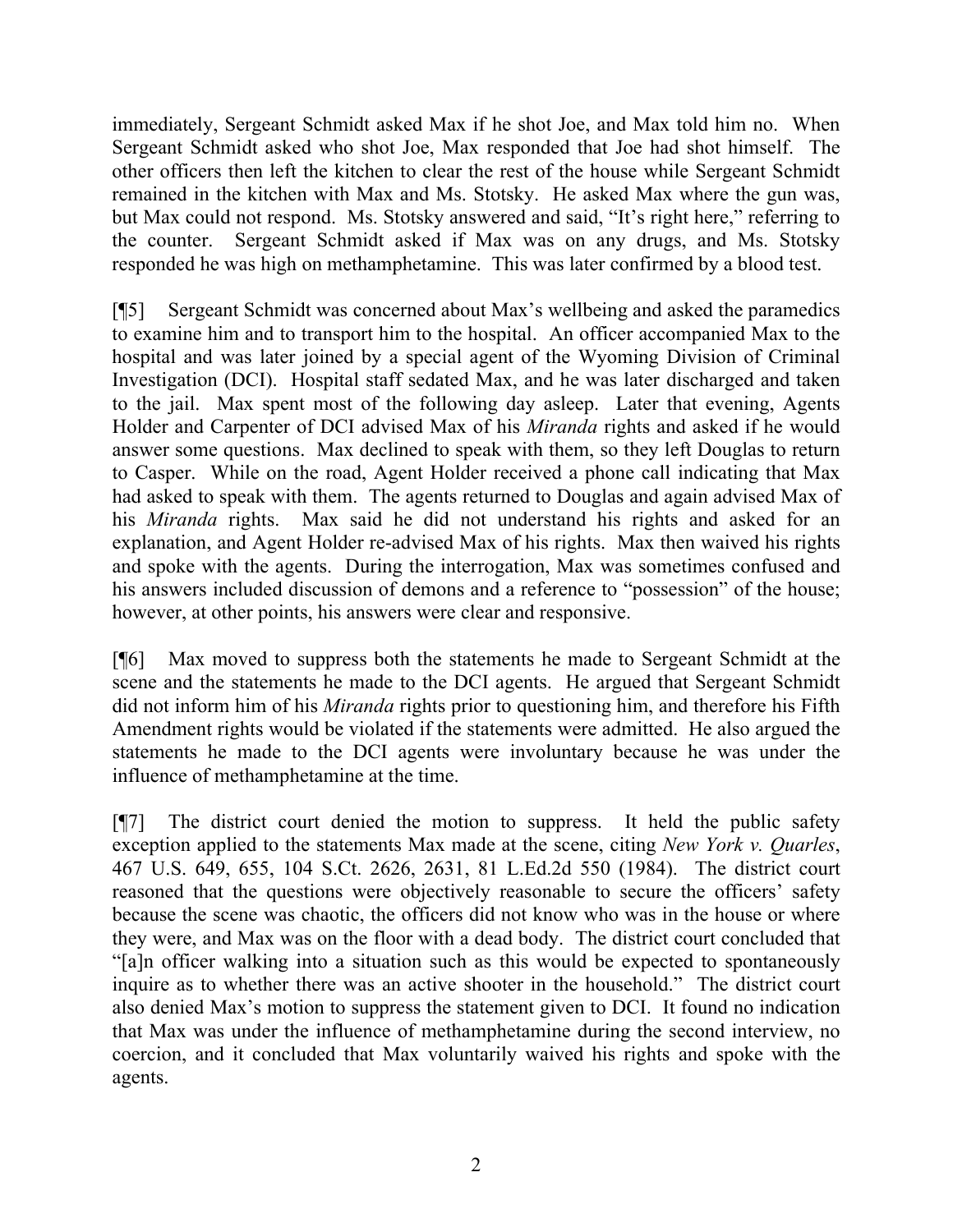immediately, Sergeant Schmidt asked Max if he shot Joe, and Max told him no. When Sergeant Schmidt asked who shot Joe, Max responded that Joe had shot himself. The other officers then left the kitchen to clear the rest of the house while Sergeant Schmidt remained in the kitchen with Max and Ms. Stotsky. He asked Max where the gun was, but Max could not respond. Ms. Stotsky answered and said, "It's right here," referring to the counter. Sergeant Schmidt asked if Max was on any drugs, and Ms. Stotsky responded he was high on methamphetamine. This was later confirmed by a blood test.

[¶5] Sergeant Schmidt was concerned about Max's wellbeing and asked the paramedics to examine him and to transport him to the hospital. An officer accompanied Max to the hospital and was later joined by a special agent of the Wyoming Division of Criminal Investigation (DCI). Hospital staff sedated Max, and he was later discharged and taken to the jail. Max spent most of the following day asleep. Later that evening, Agents Holder and Carpenter of DCI advised Max of his *Miranda* rights and asked if he would answer some questions. Max declined to speak with them, so they left Douglas to return to Casper. While on the road, Agent Holder received a phone call indicating that Max had asked to speak with them. The agents returned to Douglas and again advised Max of his *Miranda* rights. Max said he did not understand his rights and asked for an explanation, and Agent Holder re-advised Max of his rights. Max then waived his rights and spoke with the agents. During the interrogation, Max was sometimes confused and his answers included discussion of demons and a reference to "possession" of the house; however, at other points, his answers were clear and responsive.

[¶6] Max moved to suppress both the statements he made to Sergeant Schmidt at the scene and the statements he made to the DCI agents. He argued that Sergeant Schmidt did not inform him of his *Miranda* rights prior to questioning him, and therefore his Fifth Amendment rights would be violated if the statements were admitted. He also argued the statements he made to the DCI agents were involuntary because he was under the influence of methamphetamine at the time.

[¶7] The district court denied the motion to suppress. It held the public safety exception applied to the statements Max made at the scene, citing *New York v. Quarles*, 467 U.S. 649, 655, 104 S.Ct. 2626, 2631, 81 L.Ed.2d 550 (1984). The district court reasoned that the questions were objectively reasonable to secure the officers' safety because the scene was chaotic, the officers did not know who was in the house or where they were, and Max was on the floor with a dead body. The district court concluded that "[a]n officer walking into a situation such as this would be expected to spontaneously inquire as to whether there was an active shooter in the household." The district court also denied Max's motion to suppress the statement given to DCI. It found no indication that Max was under the influence of methamphetamine during the second interview, no coercion, and it concluded that Max voluntarily waived his rights and spoke with the agents.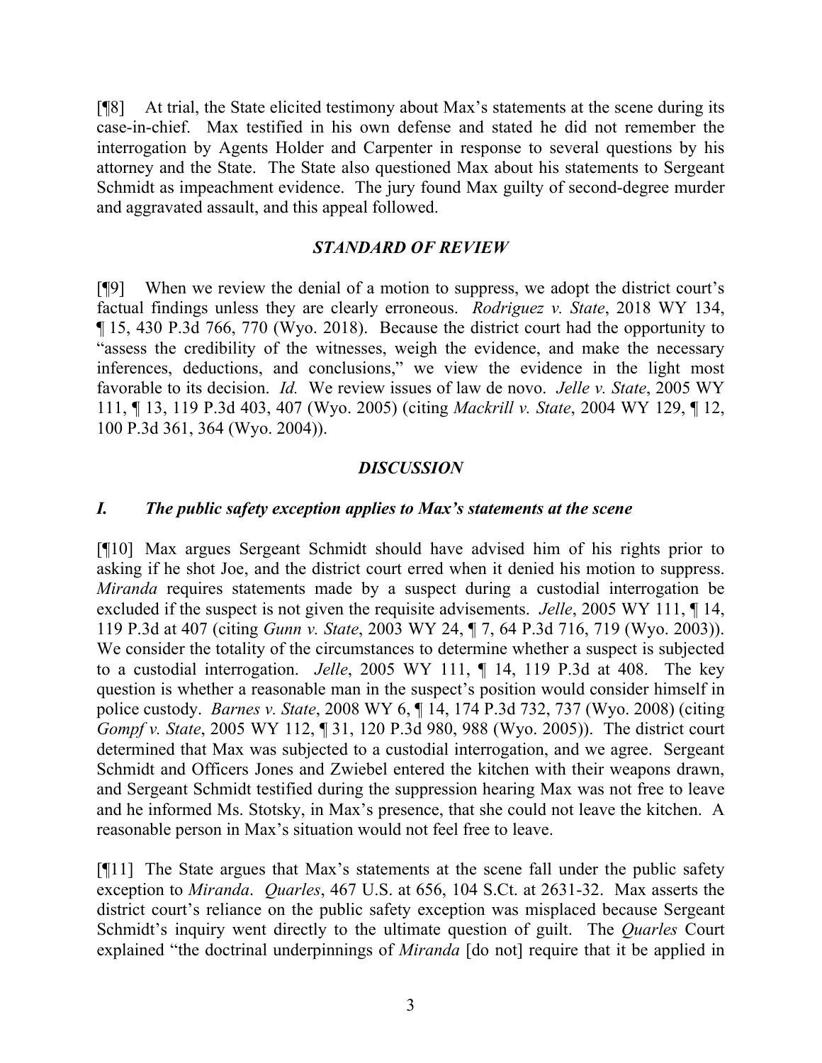[¶8] At trial, the State elicited testimony about Max's statements at the scene during its case-in-chief. Max testified in his own defense and stated he did not remember the interrogation by Agents Holder and Carpenter in response to several questions by his attorney and the State. The State also questioned Max about his statements to Sergeant Schmidt as impeachment evidence. The jury found Max guilty of second-degree murder and aggravated assault, and this appeal followed.

## *STANDARD OF REVIEW*

[¶9] When we review the denial of a motion to suppress, we adopt the district court's factual findings unless they are clearly erroneous. *Rodriguez v. State*, 2018 WY 134, ¶ 15, 430 P.3d 766, 770 (Wyo. 2018). Because the district court had the opportunity to "assess the credibility of the witnesses, weigh the evidence, and make the necessary inferences, deductions, and conclusions," we view the evidence in the light most favorable to its decision. *Id.* We review issues of law de novo. *Jelle v. State*, 2005 WY 111, ¶ 13, 119 P.3d 403, 407 (Wyo. 2005) (citing *Mackrill v. State*, 2004 WY 129, ¶ 12, 100 P.3d 361, 364 (Wyo. 2004)).

## *DISCUSSION*

### *I. The public safety exception applies to Max's statements at the scene*

[¶10] Max argues Sergeant Schmidt should have advised him of his rights prior to asking if he shot Joe, and the district court erred when it denied his motion to suppress. *Miranda* requires statements made by a suspect during a custodial interrogation be excluded if the suspect is not given the requisite advisements. *Jelle*, 2005 WY 111, ¶ 14, 119 P.3d at 407 (citing *Gunn v. State*, 2003 WY 24, ¶ 7, 64 P.3d 716, 719 (Wyo. 2003)). We consider the totality of the circumstances to determine whether a suspect is subjected to a custodial interrogation. *Jelle*, 2005 WY 111, ¶ 14, 119 P.3d at 408. The key question is whether a reasonable man in the suspect's position would consider himself in police custody. *Barnes v. State*, 2008 WY 6, ¶ 14, 174 P.3d 732, 737 (Wyo. 2008) (citing *Gompf v. State*, 2005 WY 112, ¶ 31, 120 P.3d 980, 988 (Wyo. 2005)). The district court determined that Max was subjected to a custodial interrogation, and we agree. Sergeant Schmidt and Officers Jones and Zwiebel entered the kitchen with their weapons drawn, and Sergeant Schmidt testified during the suppression hearing Max was not free to leave and he informed Ms. Stotsky, in Max's presence, that she could not leave the kitchen. A reasonable person in Max's situation would not feel free to leave.

[¶11] The State argues that Max's statements at the scene fall under the public safety exception to *Miranda*. *Quarles*, 467 U.S. at 656, 104 S.Ct. at 2631-32. Max asserts the district court's reliance on the public safety exception was misplaced because Sergeant Schmidt's inquiry went directly to the ultimate question of guilt. The *Quarles* Court explained "the doctrinal underpinnings of *Miranda* [do not] require that it be applied in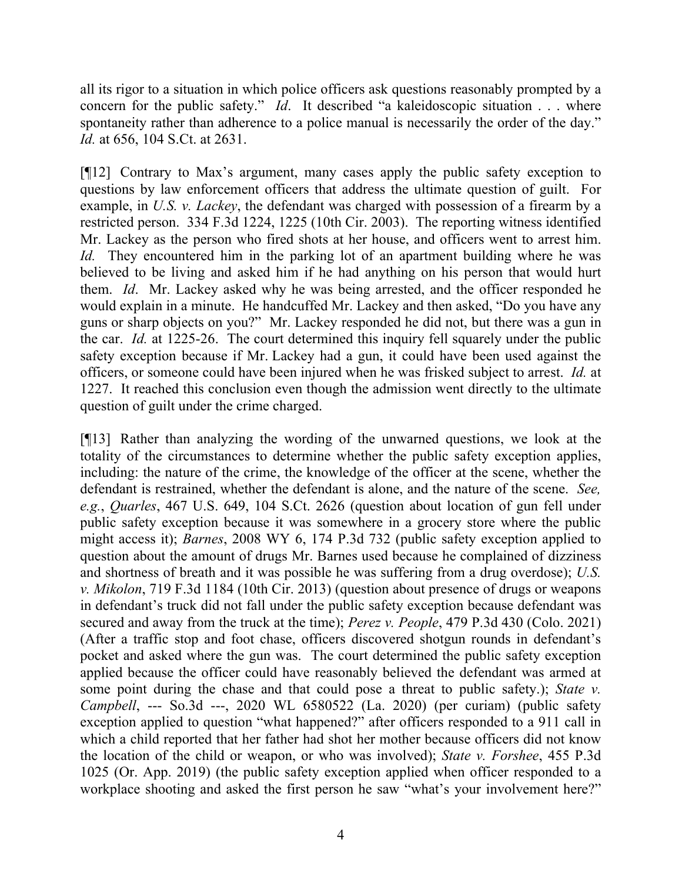all its rigor to a situation in which police officers ask questions reasonably prompted by a concern for the public safety." *Id*. It described "a kaleidoscopic situation . . . where spontaneity rather than adherence to a police manual is necessarily the order of the day." *Id.* at 656, 104 S.Ct. at 2631.

[¶12] Contrary to Max's argument, many cases apply the public safety exception to questions by law enforcement officers that address the ultimate question of guilt. For example, in *U.S. v. Lackey*, the defendant was charged with possession of a firearm by a restricted person. 334 F.3d 1224, 1225 (10th Cir. 2003). The reporting witness identified Mr. Lackey as the person who fired shots at her house, and officers went to arrest him. *Id.* They encountered him in the parking lot of an apartment building where he was believed to be living and asked him if he had anything on his person that would hurt them. *Id*. Mr. Lackey asked why he was being arrested, and the officer responded he would explain in a minute. He handcuffed Mr. Lackey and then asked, "Do you have any guns or sharp objects on you?" Mr. Lackey responded he did not, but there was a gun in the car. *Id.* at 1225-26. The court determined this inquiry fell squarely under the public safety exception because if Mr. Lackey had a gun, it could have been used against the officers, or someone could have been injured when he was frisked subject to arrest. *Id.* at 1227. It reached this conclusion even though the admission went directly to the ultimate question of guilt under the crime charged.

[¶13] Rather than analyzing the wording of the unwarned questions, we look at the totality of the circumstances to determine whether the public safety exception applies, including: the nature of the crime, the knowledge of the officer at the scene, whether the defendant is restrained, whether the defendant is alone, and the nature of the scene. *See, e.g.*, *Quarles*, 467 U.S. 649, 104 S.Ct. 2626 (question about location of gun fell under public safety exception because it was somewhere in a grocery store where the public might access it); *Barnes*, 2008 WY 6, 174 P.3d 732 (public safety exception applied to question about the amount of drugs Mr. Barnes used because he complained of dizziness and shortness of breath and it was possible he was suffering from a drug overdose); *U.S. v. Mikolon*, 719 F.3d 1184 (10th Cir. 2013) (question about presence of drugs or weapons in defendant's truck did not fall under the public safety exception because defendant was secured and away from the truck at the time); *Perez v. People*, 479 P.3d 430 (Colo. 2021) (After a traffic stop and foot chase, officers discovered shotgun rounds in defendant's pocket and asked where the gun was. The court determined the public safety exception applied because the officer could have reasonably believed the defendant was armed at some point during the chase and that could pose a threat to public safety.); *State v. Campbell*, --- So.3d ---, 2020 WL 6580522 (La. 2020) (per curiam) (public safety exception applied to question "what happened?" after officers responded to a 911 call in which a child reported that her father had shot her mother because officers did not know the location of the child or weapon, or who was involved); *State v. Forshee*, 455 P.3d 1025 (Or. App. 2019) (the public safety exception applied when officer responded to a workplace shooting and asked the first person he saw "what's your involvement here?"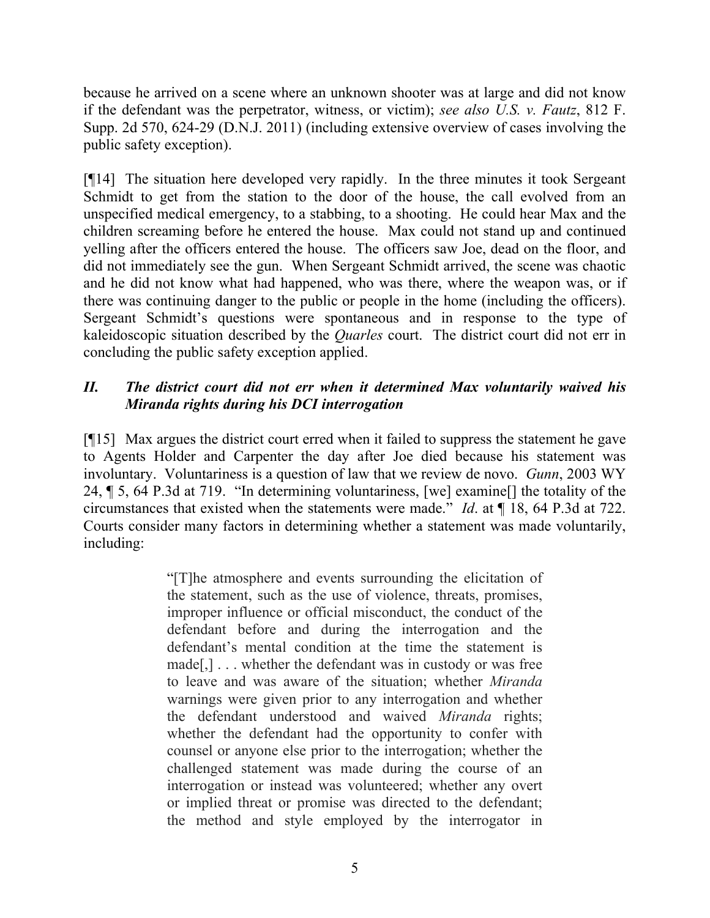because he arrived on a scene where an unknown shooter was at large and did not know if the defendant was the perpetrator, witness, or victim); *see also U.S. v. Fautz*, 812 F. Supp. 2d 570, 624-29 (D.N.J. 2011) (including extensive overview of cases involving the public safety exception).

[¶14] The situation here developed very rapidly. In the three minutes it took Sergeant Schmidt to get from the station to the door of the house, the call evolved from an unspecified medical emergency, to a stabbing, to a shooting. He could hear Max and the children screaming before he entered the house. Max could not stand up and continued yelling after the officers entered the house. The officers saw Joe, dead on the floor, and did not immediately see the gun. When Sergeant Schmidt arrived, the scene was chaotic and he did not know what had happened, who was there, where the weapon was, or if there was continuing danger to the public or people in the home (including the officers). Sergeant Schmidt's questions were spontaneous and in response to the type of kaleidoscopic situation described by the *Quarles* court. The district court did not err in concluding the public safety exception applied.

## *II. The district court did not err when it determined Max voluntarily waived his Miranda rights during his DCI interrogation*

[¶15] Max argues the district court erred when it failed to suppress the statement he gave to Agents Holder and Carpenter the day after Joe died because his statement was involuntary. Voluntariness is a question of law that we review de novo. *Gunn*, 2003 WY 24, ¶ 5, 64 P.3d at 719. "In determining voluntariness, [we] examine[] the totality of the circumstances that existed when the statements were made." *Id*. at ¶ 18, 64 P.3d at 722. Courts consider many factors in determining whether a statement was made voluntarily, including:

> "[T]he atmosphere and events surrounding the elicitation of the statement, such as the use of violence, threats, promises, improper influence or official misconduct, the conduct of the defendant before and during the interrogation and the defendant's mental condition at the time the statement is made[,] . . . whether the defendant was in custody or was free to leave and was aware of the situation; whether *Miranda* warnings were given prior to any interrogation and whether the defendant understood and waived *Miranda* rights; whether the defendant had the opportunity to confer with counsel or anyone else prior to the interrogation; whether the challenged statement was made during the course of an interrogation or instead was volunteered; whether any overt or implied threat or promise was directed to the defendant; the method and style employed by the interrogator in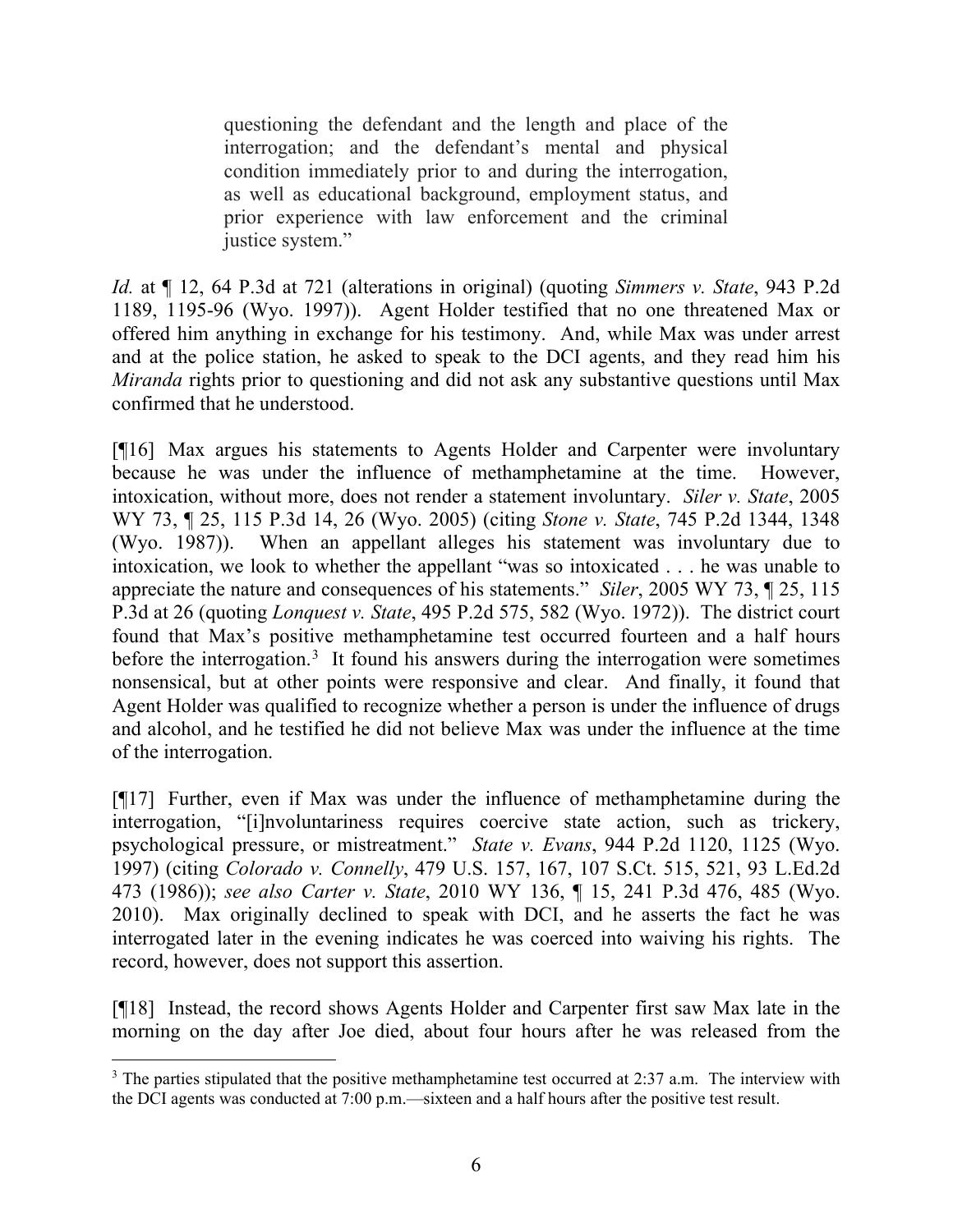> questioning the defendant and the length and place of the interrogation; and the defendant's mental and physical condition immediately prior to and during the interrogation, as well as educational background, employment status, and prior experience with law enforcement and the criminal justice system."

*Id.* at ¶ 12, 64 P.3d at 721 (alterations in original) (quoting *Simmers v. State*, 943 P.2d 1189, 1195-96 (Wyo. 1997)). Agent Holder testified that no one threatened Max or offered him anything in exchange for his testimony. And, while Max was under arrest and at the police station, he asked to speak to the DCI agents, and they read him his *Miranda* rights prior to questioning and did not ask any substantive questions until Max confirmed that he understood.

[¶16] Max argues his statements to Agents Holder and Carpenter were involuntary because he was under the influence of methamphetamine at the time. However, intoxication, without more, does not render a statement involuntary. *Siler v. State*, 2005 WY 73, ¶ 25, 115 P.3d 14, 26 (Wyo. 2005) (citing *Stone v. State*, 745 P.2d 1344, 1348 (Wyo. 1987)). When an appellant alleges his statement was involuntary due to intoxication, we look to whether the appellant "was so intoxicated . . . he was unable to appreciate the nature and consequences of his statements." *Siler*, 2005 WY 73, ¶ 25, 115 P.3d at 26 (quoting *Lonquest v. State*, 495 P.2d 575, 582 (Wyo. 1972)). The district court found that Max's positive methamphetamine test occurred fourteen and a half hours before the interrogation.[3] It found his answers during the interrogation were sometimes nonsensical, but at other points were responsive and clear. And finally, it found that Agent Holder was qualified to recognize whether a person is under the influence of drugs and alcohol, and he testified he did not believe Max was under the influence at the time of the interrogation.

[¶17] Further, even if Max was under the influence of methamphetamine during the interrogation, "[i]nvoluntariness requires coercive state action, such as trickery, psychological pressure, or mistreatment." *State v. Evans*, 944 P.2d 1120, 1125 (Wyo. 1997) (citing *Colorado v. Connelly*, 479 U.S. 157, 167, 107 S.Ct. 515, 521, 93 L.Ed.2d 473 (1986)); *see also Carter v. State*, 2010 WY 136, ¶ 15, 241 P.3d 476, 485 (Wyo. 2010). Max originally declined to speak with DCI, and he asserts the fact he was interrogated later in the evening indicates he was coerced into waiving his rights. The record, however, does not support this assertion.

[¶18] Instead, the record shows Agents Holder and Carpenter first saw Max late in the morning on the day after Joe died, about four hours after he was released from the

---

[3] The parties stipulated that the positive methamphetamine test occurred at 2:37 a.m. The interview with the DCI agents was conducted at 7:00 p.m.—sixteen and a half hours after the positive test result.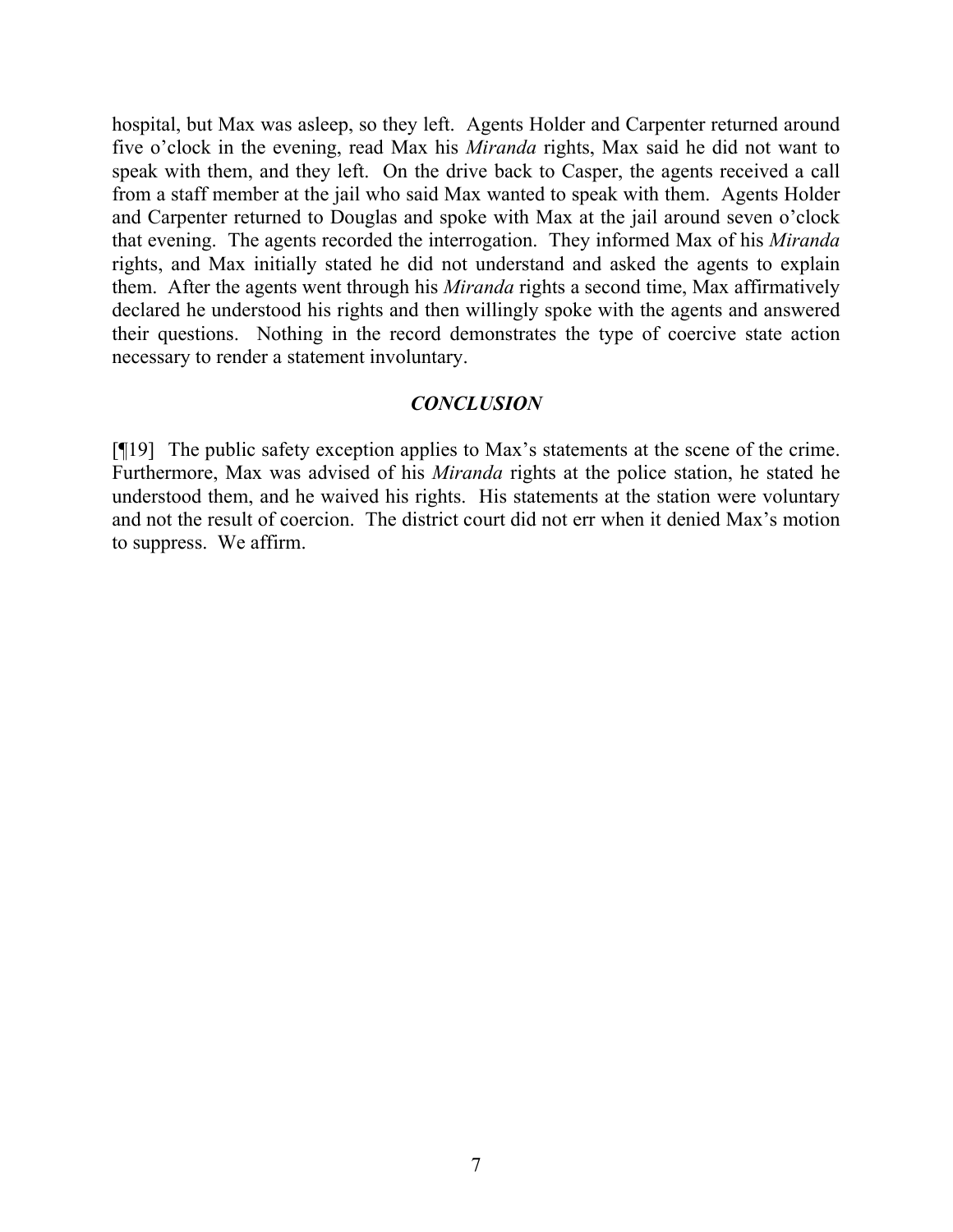hospital, but Max was asleep, so they left. Agents Holder and Carpenter returned around five o'clock in the evening, read Max his *Miranda* rights, Max said he did not want to speak with them, and they left. On the drive back to Casper, the agents received a call from a staff member at the jail who said Max wanted to speak with them. Agents Holder and Carpenter returned to Douglas and spoke with Max at the jail around seven o'clock that evening. The agents recorded the interrogation. They informed Max of his *Miranda* rights, and Max initially stated he did not understand and asked the agents to explain them. After the agents went through his *Miranda* rights a second time, Max affirmatively declared he understood his rights and then willingly spoke with the agents and answered their questions. Nothing in the record demonstrates the type of coercive state action necessary to render a statement involuntary.

### ***CONCLUSION***

[¶19] The public safety exception applies to Max's statements at the scene of the crime. Furthermore, Max was advised of his *Miranda* rights at the police station, he stated he understood them, and he waived his rights. His statements at the station were voluntary and not the result of coercion. The district court did not err when it denied Max's motion to suppress. We affirm.